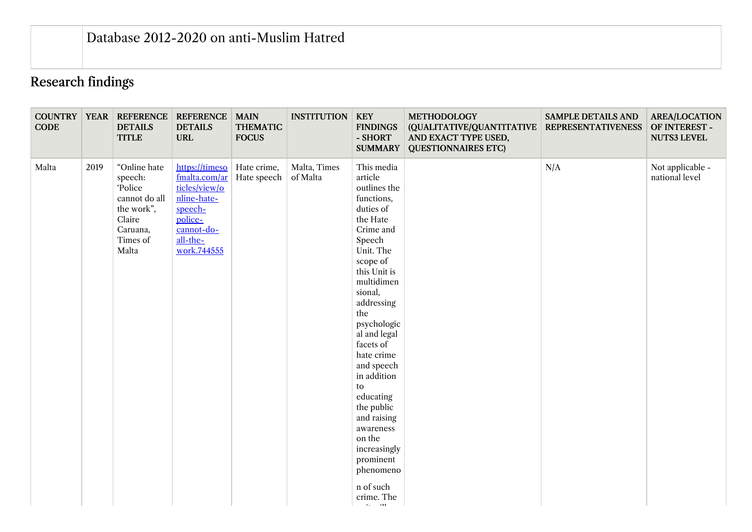| | Database 2012-2020 on anti-Muslim Hatred |
|---|---|

## Research findings

| COUNTRY CODE | YEAR | REFERENCE DETAILS TITLE | REFERENCE DETAILS URL | MAIN THEMATIC FOCUS | INSTITUTION | KEY FINDINGS - SHORT SUMMARY | METHODOLOGY (QUALITATIVE/QUANTITATIVE AND EXACT TYPE USED, QUESTIONNAIRES ETC) | SAMPLE DETAILS AND REPRESENTATIVENESS | AREA/LOCATION OF INTEREST - NUTS3 LEVEL |
|---|---|---|---|---|---|---|---|---|---|
| Malta | 2019 | "Online hate speech: 'Police cannot do all the work", Claire Caruana, Times of Malta | [https://timesofmalta.com/articles/view/online-hate-speech-police-cannot-do-all-the-work.744555](https://timesofmalta.com/articles/view/online-hate-speech-police-cannot-do-all-the-work.744555) | Hate crime, Hate speech | Malta, Times of Malta | This media article outlines the functions, duties of the Hate Crime and Speech Unit. The scope of this Unit is multidimensional, addressing the psychological and legal facets of hate crime and speech in addition to educating the public and raising awareness on the increasingly prominent phenomenon of such crime. The | | N/A | Not applicable - national level |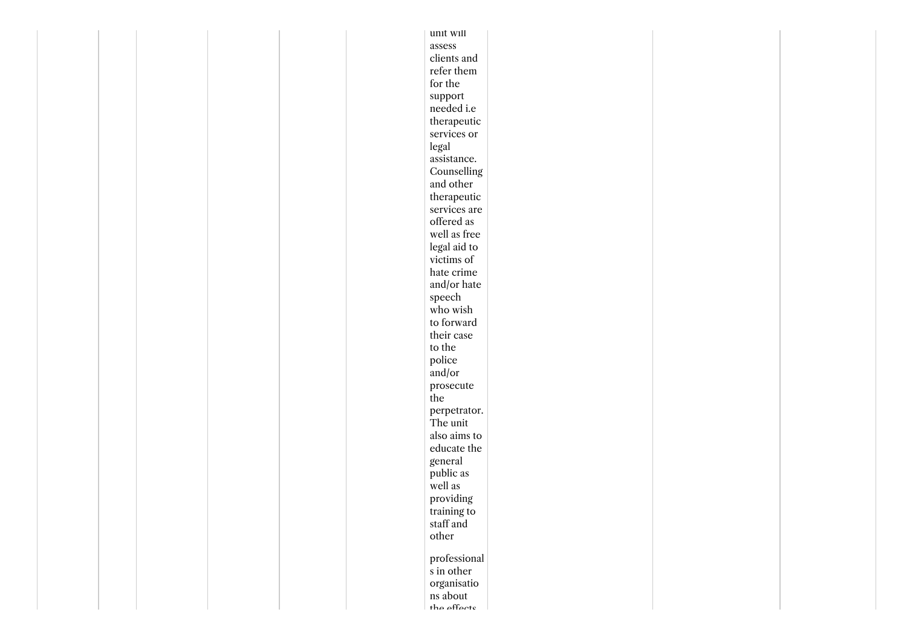| | | | | | | | | | |
|---|---|---|---|---|---|---|---|---|---|
| | | | | | | unit will assess clients and refer them for the support needed i.e therapeutic services or legal assistance. Counselling and other therapeutic services are offered as well as free legal aid to victims of hate crime and/or hate speech who wish to forward their case to the police and/or prosecute the perpetrator. The unit also aims to educate the general public as well as providing training to staff and other professionals in other organisations about the effects | | | |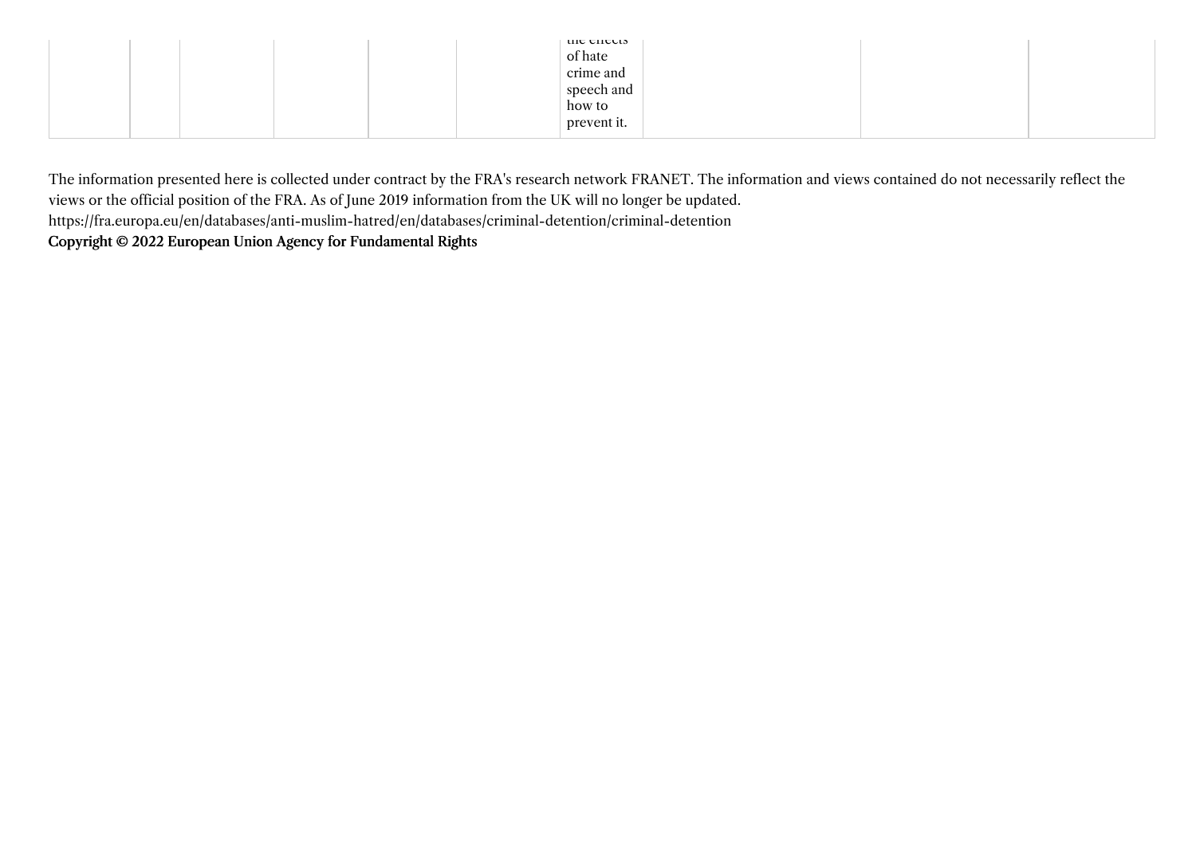| | | | | | | | | | |
|---|---|---|---|---|---|---|---|---|---|
| | | | | | | the effects of hate crime and speech and how to prevent it. | | | |

The information presented here is collected under contract by the FRA's research network FRANET. The information and views contained do not necessarily reflect the views or the official position of the FRA. As of June 2019 information from the UK will no longer be updated.
https://fra.europa.eu/en/databases/anti-muslim-hatred/en/databases/criminal-detention/criminal-detention
**Copyright © 2022 European Union Agency for Fundamental Rights**